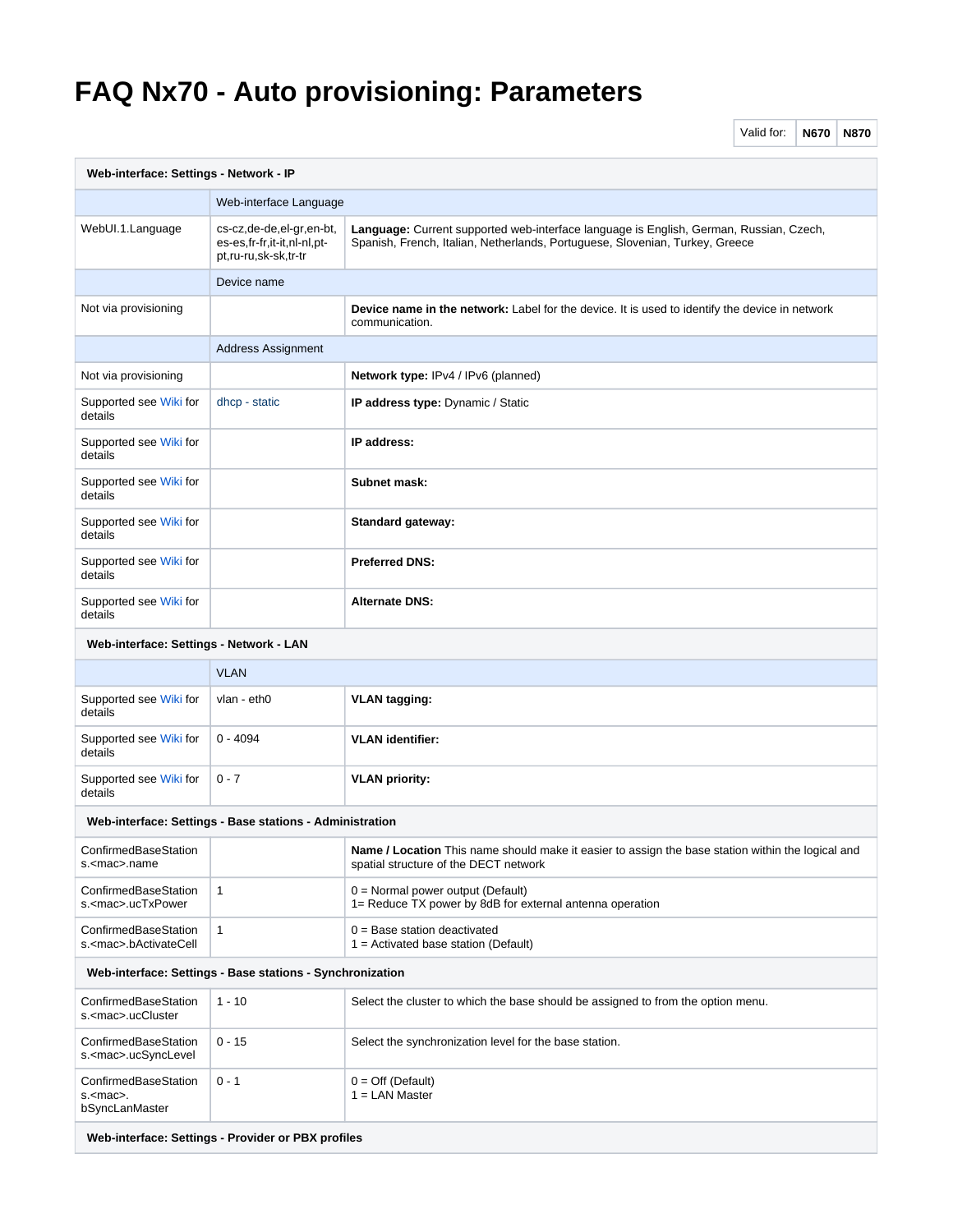# FAQ Nx70 - Auto provisioning: Parameters

| Valid for: | N670 | N870 |
|---|---|---|

| Web-interface: Settings - Network - IP | | |
|---|---|---|
| | Web-interface Language | |
| WebUI.1.Language | cs-cz,de-de,el-gr,en-bt, es-es,fr-fr,it-it,nl-nl,pt-pt,ru-ru,sk-sk,tr-tr | **Language:** Current supported web-interface language is English, German, Russian, Czech, Spanish, French, Italian, Netherlands, Portuguese, Slovenian, Turkey, Greece |
| | Device name | |
| Not via provisioning | | **Device name in the network:** Label for the device. It is used to identify the device in network communication. |
| | Address Assignment | |
| Not via provisioning | | **Network type:** IPv4 / IPv6 (planned) |
| Supported see Wiki for details | dhcp - static | **IP address type:** Dynamic / Static |
| Supported see Wiki for details | | **IP address:** |
| Supported see Wiki for details | | **Subnet mask:** |
| Supported see Wiki for details | | **Standard gateway:** |
| Supported see Wiki for details | | **Preferred DNS:** |
| Supported see Wiki for details | | **Alternate DNS:** |
| **Web-interface: Settings - Network - LAN** | | |
| | VLAN | |
| Supported see Wiki for details | vlan - eth0 | **VLAN tagging:** |
| Supported see Wiki for details | 0 - 4094 | **VLAN identifier:** |
| Supported see Wiki for details | 0 - 7 | **VLAN priority:** |
| **Web-interface: Settings - Base stations - Administration** | | |
| ConfirmedBaseStations.<mac>.name | | **Name / Location** This name should make it easier to assign the base station within the logical and spatial structure of the DECT network |
| ConfirmedBaseStations.<mac>.ucTxPower | 1 | 0 = Normal power output (Default)<br>1= Reduce TX power by 8dB for external antenna operation |
| ConfirmedBaseStations.<mac>.bActivateCell | 1 | 0 = Base station deactivated<br>1 = Activated base station (Default) |
| **Web-interface: Settings - Base stations - Synchronization** | | |
| ConfirmedBaseStations.<mac>.ucCluster | 1 - 10 | Select the cluster to which the base should be assigned to from the option menu. |
| ConfirmedBaseStations.<mac>.ucSyncLevel | 0 - 15 | Select the synchronization level for the base station. |
| ConfirmedBaseStations.<mac>.bSyncLanMaster | 0 - 1 | 0 = Off (Default)<br>1 = LAN Master |
| **Web-interface: Settings - Provider or PBX profiles** | | |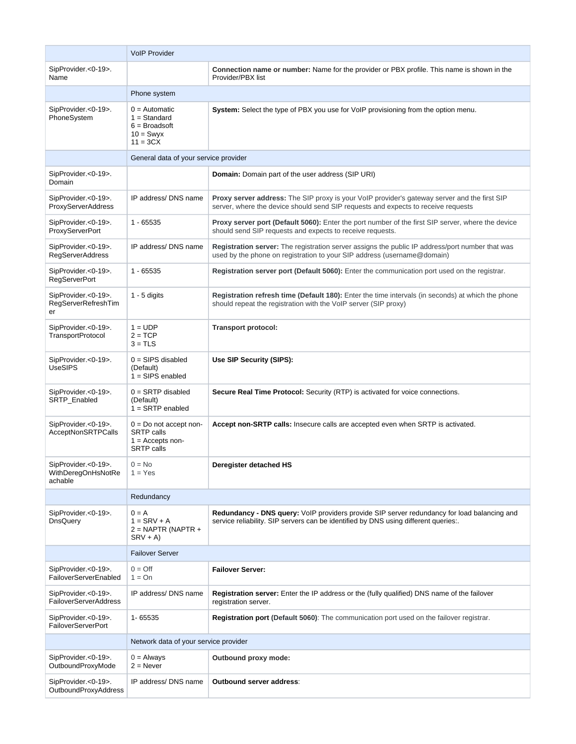| | | |
|---|---|---|
| | VoIP Provider | |
| SipProvider.<0-19>.Name | | **Connection name or number:** Name for the provider or PBX profile. This name is shown in the Provider/PBX list |
| | Phone system | |
| SipProvider.<0-19>.PhoneSystem | 0 = Automatic<br>1 = Standard<br>6 = Broadsoft<br>10 = Swyx<br>11 = 3CX | **System:** Select the type of PBX you use for VoIP provisioning from the option menu. |
| | General data of your service provider | |
| SipProvider.<0-19>.Domain | | **Domain:** Domain part of the user address (SIP URI) |
| SipProvider.<0-19>.ProxyServerAddress | IP address/ DNS name | **Proxy server address:** The SIP proxy is your VoIP provider's gateway server and the first SIP server, where the device should send SIP requests and expects to receive requests |
| SipProvider.<0-19>.ProxyServerPort | 1 - 65535 | **Proxy server port (Default 5060):** Enter the port number of the first SIP server, where the device should send SIP requests and expects to receive requests. |
| SipProvider.<0-19>.RegServerAddress | IP address/ DNS name | **Registration server:** The registration server assigns the public IP address/port number that was used by the phone on registration to your SIP address (username@domain) |
| SipProvider.<0-19>.RegServerPort | 1 - 65535 | **Registration server port (Default 5060):** Enter the communication port used on the registrar. |
| SipProvider.<0-19>.RegServerRefreshTimer | 1 - 5 digits | **Registration refresh time (Default 180):** Enter the time intervals (in seconds) at which the phone should repeat the registration with the VoIP server (SIP proxy) |
| SipProvider.<0-19>.TransportProtocol | 1 = UDP<br>2 = TCP<br>3 = TLS | **Transport protocol:** |
| SipProvider.<0-19>.UseSIPS | 0 = SIPS disabled (Default)<br>1 = SIPS enabled | **Use SIP Security (SIPS):** |
| SipProvider.<0-19>.SRTP_Enabled | 0 = SRTP disabled (Default)<br>1 = SRTP enabled | **Secure Real Time Protocol:** Security (RTP) is activated for voice connections. |
| SipProvider.<0-19>.AcceptNonSRTPCalls | 0 = Do not accept non-SRTP calls<br>1 = Accepts non-SRTP calls | **Accept non-SRTP calls:** Insecure calls are accepted even when SRTP is activated. |
| SipProvider.<0-19>.WithDeregOnHsNotReachable | 0 = No<br>1 = Yes | **Deregister detached HS** |
| | Redundancy | |
| SipProvider.<0-19>.DnsQuery | 0 = A<br>1 = SRV + A<br>2 = NAPTR (NAPTR + SRV + A) | **Redundancy - DNS query:** VoIP providers provide SIP server redundancy for load balancing and service reliability. SIP servers can be identified by DNS using different queries:. |
| | Failover Server | |
| SipProvider.<0-19>.FailoverServerEnabled | 0 = Off<br>1 = On | **Failover Server:** |
| SipProvider.<0-19>.FailoverServerAddress | IP address/ DNS name | **Registration server:** Enter the IP address or the (fully qualified) DNS name of the failover registration server. |
| SipProvider.<0-19>.FailoverServerPort | 1- 65535 | **Registration port (Default 5060)**: The communication port used on the failover registrar. |
| | Network data of your service provider | |
| SipProvider.<0-19>.OutboundProxyMode | 0 = Always<br>2 = Never | **Outbound proxy mode:** |
| SipProvider.<0-19>.OutboundProxyAddress | IP address/ DNS name | **Outbound server address**: |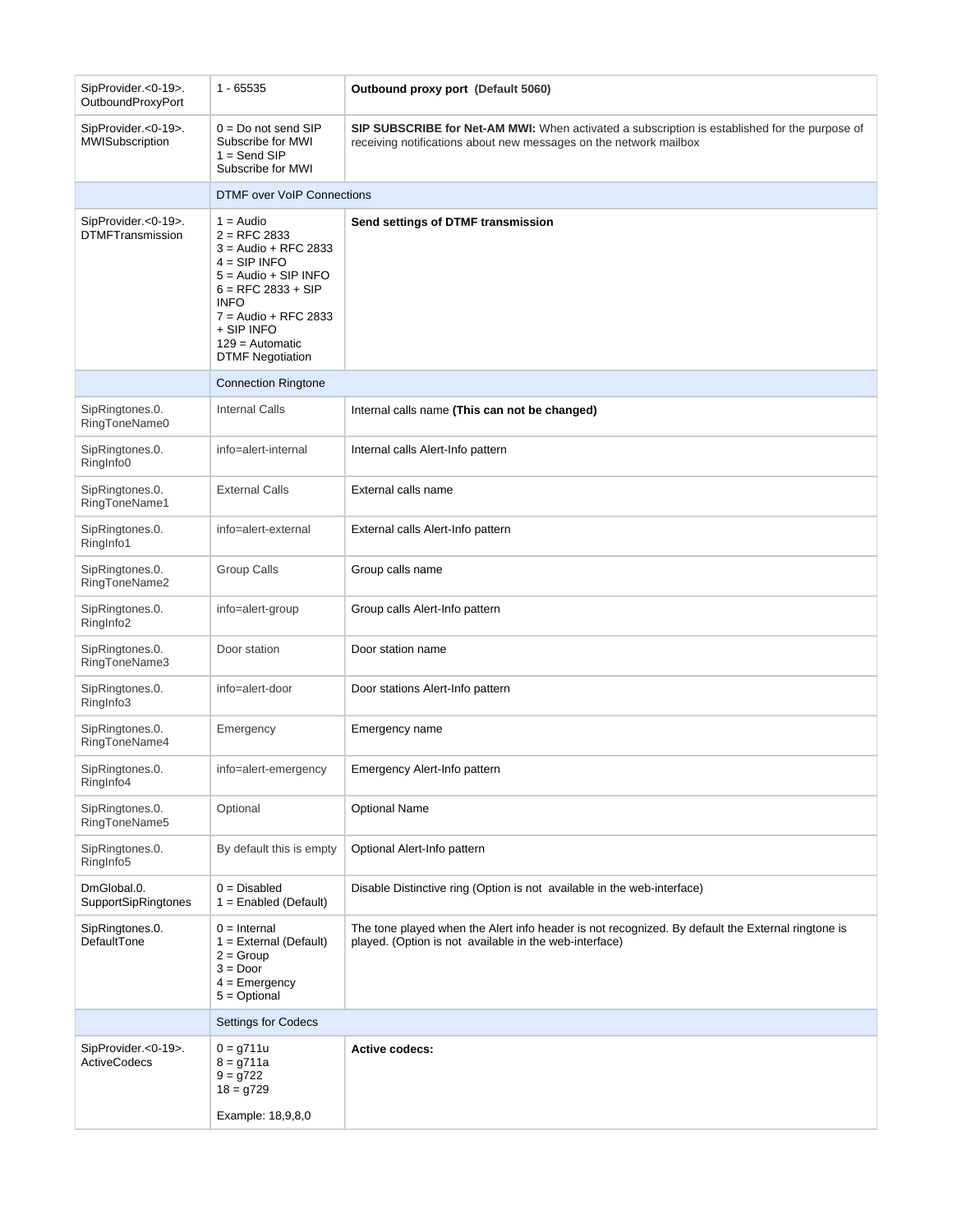| | | |
|---|---|---|
| SipProvider.<0-19>. OutboundProxyPort | 1 - 65535 | **Outbound proxy port (Default 5060)** |
| SipProvider.<0-19>. MWISubscription | 0 = Do not send SIP Subscribe for MWI<br>1 = Send SIP Subscribe for MWI | **SIP SUBSCRIBE for Net-AM MWI:** When activated a subscription is established for the purpose of receiving notifications about new messages on the network mailbox |
| | DTMF over VoIP Connections | |
| SipProvider.<0-19>. DTMFTransmission | 1 = Audio<br>2 = RFC 2833<br>3 = Audio + RFC 2833<br>4 = SIP INFO<br>5 = Audio + SIP INFO<br>6 = RFC 2833 + SIP INFO<br>7 = Audio + RFC 2833 + SIP INFO<br>129 = Automatic DTMF Negotiation | **Send settings of DTMF transmission** |
| | Connection Ringtone | |
| SipRingtones.0. RingToneName0 | Internal Calls | Internal calls name **(This can not be changed)** |
| SipRingtones.0. RingInfo0 | info=alert-internal | Internal calls Alert-Info pattern |
| SipRingtones.0. RingToneName1 | External Calls | External calls name |
| SipRingtones.0. RingInfo1 | info=alert-external | External calls Alert-Info pattern |
| SipRingtones.0. RingToneName2 | Group Calls | Group calls name |
| SipRingtones.0. RingInfo2 | info=alert-group | Group calls Alert-Info pattern |
| SipRingtones.0. RingToneName3 | Door station | Door station name |
| SipRingtones.0. RingInfo3 | info=alert-door | Door stations Alert-Info pattern |
| SipRingtones.0. RingToneName4 | Emergency | Emergency name |
| SipRingtones.0. RingInfo4 | info=alert-emergency | Emergency Alert-Info pattern |
| SipRingtones.0. RingToneName5 | Optional | Optional Name |
| SipRingtones.0. RingInfo5 | By default this is empty | Optional Alert-Info pattern |
| DmGlobal.0. SupportSipRingtones | 0 = Disabled<br>1 = Enabled (Default) | Disable Distinctive ring (Option is not available in the web-interface) |
| SipRingtones.0. DefaultTone | 0 = Internal<br>1 = External (Default)<br>2 = Group<br>3 = Door<br>4 = Emergency<br>5 = Optional | The tone played when the Alert info header is not recognized. By default the External ringtone is played. (Option is not available in the web-interface) |
| | Settings for Codecs | |
| SipProvider.<0-19>. ActiveCodecs | 0 = g711u<br>8 = g711a<br>9 = g722<br>18 = g729<br><br>Example: 18,9,8,0 | **Active codecs:** |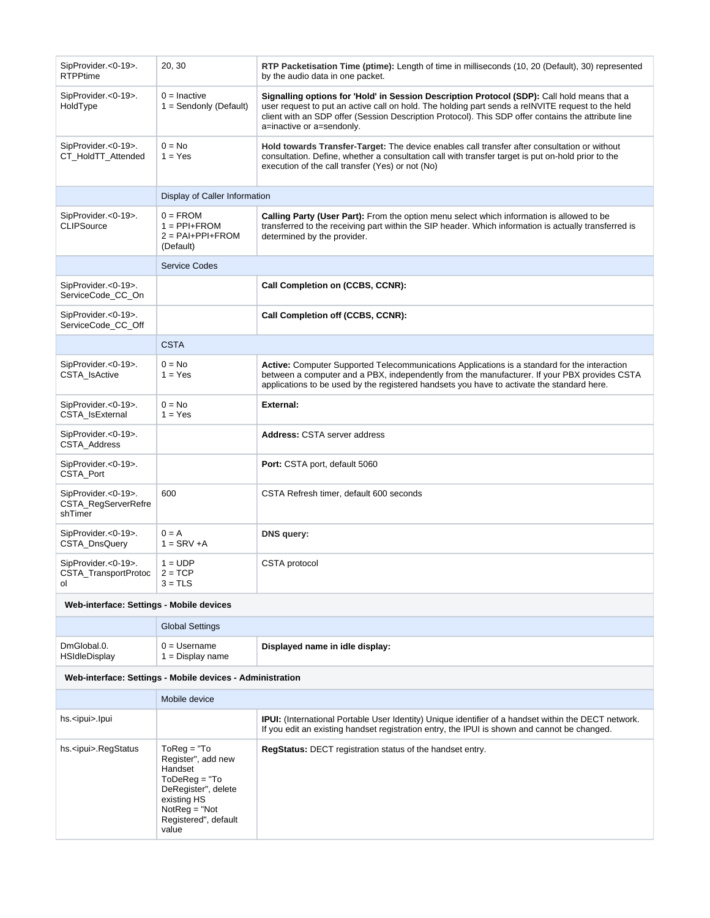| | | |
|---|---|---|
| SipProvider.<0-19>. RTPPtime | 20, 30 | **RTP Packetisation Time (ptime):** Length of time in milliseconds (10, 20 (Default), 30) represented by the audio data in one packet. |
| SipProvider.<0-19>. HoldType | 0 = Inactive<br>1 = Sendonly (Default) | **Signalling options for 'Hold' in Session Description Protocol (SDP):** Call hold means that a user request to put an active call on hold. The holding part sends a reINVITE request to the held client with an SDP offer (Session Description Protocol). This SDP offer contains the attribute line a=inactive or a=sendonly. |
| SipProvider.<0-19>. CT_HoldTT_Attended | 0 = No<br>1 = Yes | **Hold towards Transfer-Target:** The device enables call transfer after consultation or without consultation. Define, whether a consultation call with transfer target is put on-hold prior to the execution of the call transfer (Yes) or not (No) |
| | Display of Caller Information | |
| SipProvider.<0-19>. CLIPSource | 0 = FROM<br>1 = PPI+FROM<br>2 = PAI+PPI+FROM (Default) | **Calling Party (User Part):** From the option menu select which information is allowed to be transferred to the receiving part within the SIP header. Which information is actually transferred is determined by the provider. |
| | Service Codes | |
| SipProvider.<0-19>. ServiceCode_CC_On | | **Call Completion on (CCBS, CCNR):** |
| SipProvider.<0-19>. ServiceCode_CC_Off | | **Call Completion off (CCBS, CCNR):** |
| | CSTA | |
| SipProvider.<0-19>. CSTA_IsActive | 0 = No<br>1 = Yes | **Active:** Computer Supported Telecommunications Applications is a standard for the interaction between a computer and a PBX, independently from the manufacturer. If your PBX provides CSTA applications to be used by the registered handsets you have to activate the standard here. |
| SipProvider.<0-19>. CSTA_IsExternal | 0 = No<br>1 = Yes | **External:** |
| SipProvider.<0-19>. CSTA_Address | | **Address:** CSTA server address |
| SipProvider.<0-19>. CSTA_Port | | **Port:** CSTA port, default 5060 |
| SipProvider.<0-19>. CSTA_RegServerRefreshTimer | 600 | CSTA Refresh timer, default 600 seconds |
| SipProvider.<0-19>. CSTA_DnsQuery | 0 = A<br>1 = SRV +A | **DNS query:** |
| SipProvider.<0-19>. CSTA_TransportProtocol | 1 = UDP<br>2 = TCP<br>3 = TLS | CSTA protocol |
| **Web-interface: Settings - Mobile devices** | | |
| | Global Settings | |
| DmGlobal.0. HSIdleDisplay | 0 = Username<br>1 = Display name | **Displayed name in idle display:** |
| **Web-interface: Settings - Mobile devices - Administration** | | |
| | Mobile device | |
| hs.<ipui>.Ipui | | **IPUI:** (International Portable User Identity) Unique identifier of a handset within the DECT network. If you edit an existing handset registration entry, the IPUI is shown and cannot be changed. |
| hs.<ipui>.RegStatus | ToReg = "To Register", add new Handset<br>ToDeReg = "To DeRegister", delete existing HS<br>NotReg = "Not Registered", default value | **RegStatus:** DECT registration status of the handset entry. |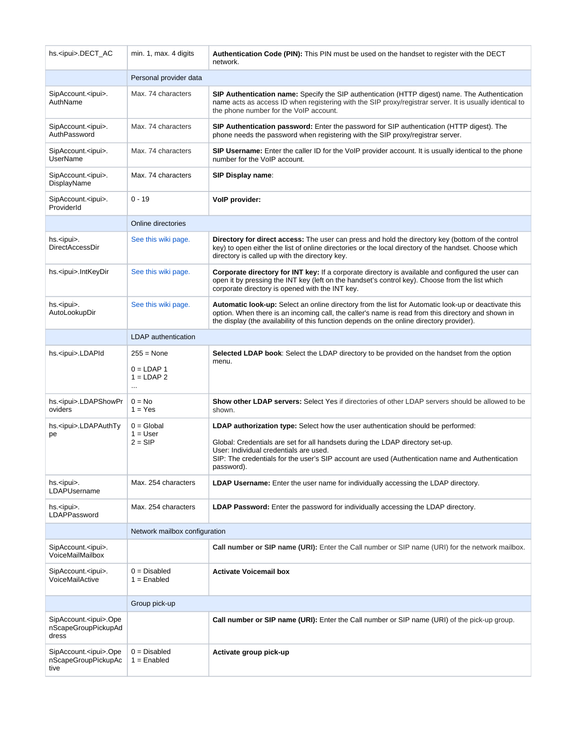| | | |
|---|---|---|
| hs.<ipui>.DECT_AC | min. 1, max. 4 digits | **Authentication Code (PIN):** This PIN must be used on the handset to register with the DECT network. |
| | Personal provider data | |
| SipAccount.<ipui>.AuthName | Max. 74 characters | **SIP Authentication name:** Specify the SIP authentication (HTTP digest) name. The Authentication name acts as access ID when registering with the SIP proxy/registrar server. It is usually identical to the phone number for the VoIP account. |
| SipAccount.<ipui>.AuthPassword | Max. 74 characters | **SIP Authentication password:** Enter the password for SIP authentication (HTTP digest). The phone needs the password when registering with the SIP proxy/registrar server. |
| SipAccount.<ipui>.UserName | Max. 74 characters | **SIP Username:** Enter the caller ID for the VoIP provider account. It is usually identical to the phone number for the VoIP account. |
| SipAccount.<ipui>.DisplayName | Max. 74 characters | **SIP Display name**: |
| SipAccount.<ipui>.ProviderId | 0 - 19 | **VoIP provider:** |
| | Online directories | |
| hs.<ipui>.DirectAccessDir | See this wiki page. | **Directory for direct access:** The user can press and hold the directory key (bottom of the control key) to open either the list of online directories or the local directory of the handset. Choose which directory is called up with the directory key. |
| hs.<ipui>.IntKeyDir | See this wiki page. | **Corporate directory for INT key:** If a corporate directory is available and configured the user can open it by pressing the INT key (left on the handset's control key). Choose from the list which corporate directory is opened with the INT key. |
| hs.<ipui>.AutoLookupDir | See this wiki page. | **Automatic look-up:** Select an online directory from the list for Automatic look-up or deactivate this option. When there is an incoming call, the caller's name is read from this directory and shown in the display (the availability of this function depends on the online directory provider). |
| | LDAP authentication | |
| hs.<ipui>.LDAPId | 255 = None<br><br>0 = LDAP 1<br>1 = LDAP 2<br>... | **Selected LDAP book**: Select the LDAP directory to be provided on the handset from the option menu. |
| hs.<ipui>.LDAPShowProviders | 0 = No<br>1 = Yes | **Show other LDAP servers:** Select Yes if directories of other LDAP servers should be allowed to be shown. |
| hs.<ipui>.LDAPAuthType | 0 = Global<br>1 = User<br>2 = SIP | **LDAP authorization type:** Select how the user authentication should be performed:<br><br>Global: Credentials are set for all handsets during the LDAP directory set-up.<br>User: Individual credentials are used.<br>SIP: The credentials for the user's SIP account are used (Authentication name and Authentication password). |
| hs.<ipui>.LDAPUsername | Max. 254 characters | **LDAP Username:** Enter the user name for individually accessing the LDAP directory. |
| hs.<ipui>.LDAPPassword | Max. 254 characters | **LDAP Password:** Enter the password for individually accessing the LDAP directory. |
| | Network mailbox configuration | |
| SipAccount.<ipui>.VoiceMailMailbox | | **Call number or SIP name (URI):** Enter the Call number or SIP name (URI) for the network mailbox. |
| SipAccount.<ipui>.VoiceMailActive | 0 = Disabled<br>1 = Enabled | **Activate Voicemail box** |
| | Group pick-up | |
| SipAccount.<ipui>.OpenScapeGroupPickupAddress | | **Call number or SIP name (URI):** Enter the Call number or SIP name (URI) of the pick-up group. |
| SipAccount.<ipui>.OpenScapeGroupPickupActive | 0 = Disabled<br>1 = Enabled | **Activate group pick-up** |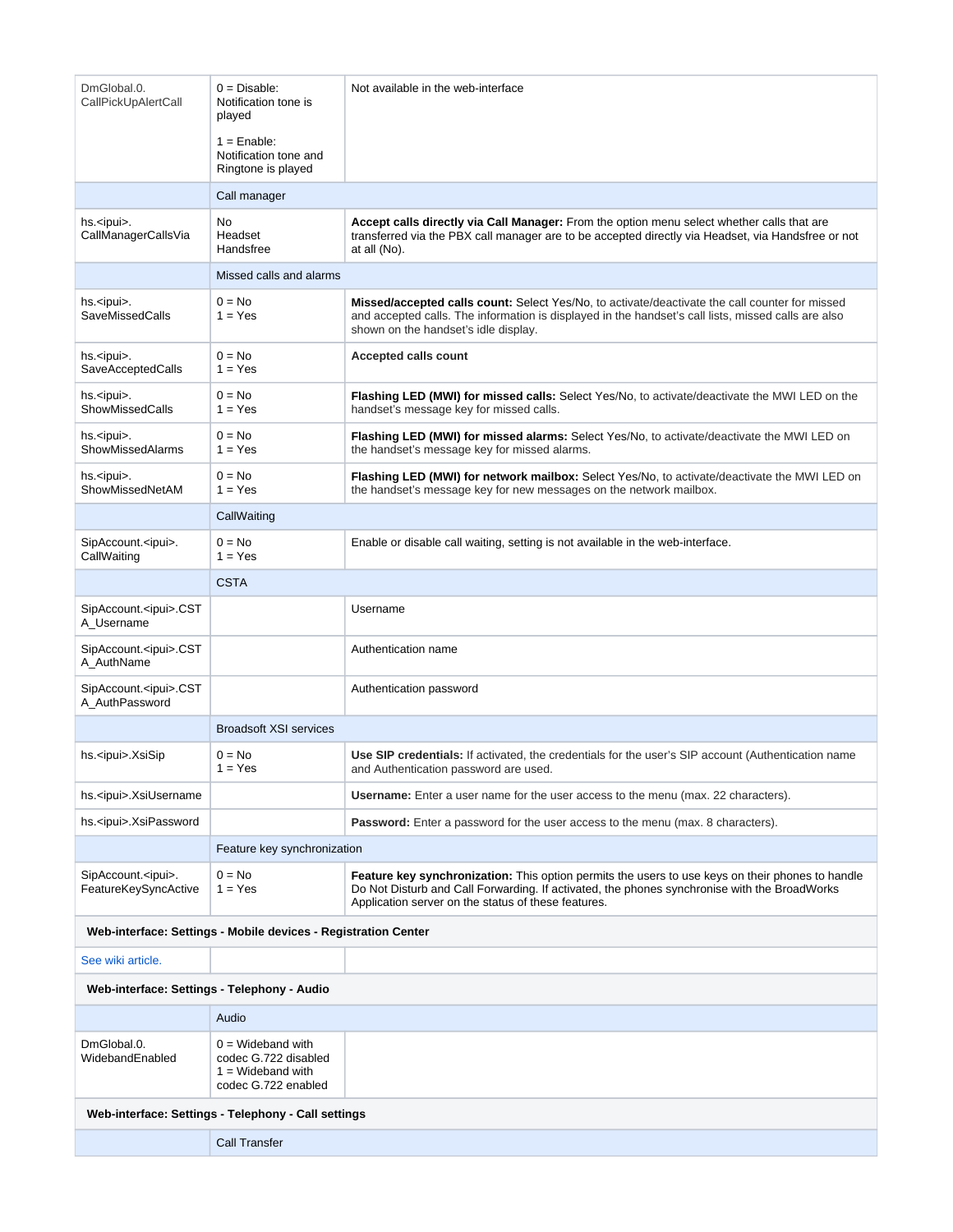| | | |
|---|---|---|
| DmGlobal.0.<br>CallPickUpAlertCall | 0 = Disable: Notification tone is played<br><br>1 = Enable: Notification tone and Ringtone is played | Not available in the web-interface |
| | Call manager | |
| hs.<ipui>.<br>CallManagerCallsVia | No<br>Headset<br>Handsfree | **Accept calls directly via Call Manager:** From the option menu select whether calls that are transferred via the PBX call manager are to be accepted directly via Headset, via Handsfree or not at all (No). |
| | Missed calls and alarms | |
| hs.<ipui>.<br>SaveMissedCalls | 0 = No<br>1 = Yes | **Missed/accepted calls count:** Select Yes/No, to activate/deactivate the call counter for missed and accepted calls. The information is displayed in the handset's call lists, missed calls are also shown on the handset's idle display. |
| hs.<ipui>.<br>SaveAcceptedCalls | 0 = No<br>1 = Yes | **Accepted calls count** |
| hs.<ipui>.<br>ShowMissedCalls | 0 = No<br>1 = Yes | **Flashing LED (MWI) for missed calls:** Select Yes/No, to activate/deactivate the MWI LED on the handset's message key for missed calls. |
| hs.<ipui>.<br>ShowMissedAlarms | 0 = No<br>1 = Yes | **Flashing LED (MWI) for missed alarms:** Select Yes/No, to activate/deactivate the MWI LED on the handset's message key for missed alarms. |
| hs.<ipui>.<br>ShowMissedNetAM | 0 = No<br>1 = Yes | **Flashing LED (MWI) for network mailbox:** Select Yes/No, to activate/deactivate the MWI LED on the handset's message key for new messages on the network mailbox. |
| | CallWaiting | |
| SipAccount.<ipui>.<br>CallWaiting | 0 = No<br>1 = Yes | Enable or disable call waiting, setting is not available in the web-interface. |
| | CSTA | |
| SipAccount.<ipui>.CSTA_Username | | Username |
| SipAccount.<ipui>.CSTA_AuthName | | Authentication name |
| SipAccount.<ipui>.CSTA_AuthPassword | | Authentication password |
| | Broadsoft XSI services | |
| hs.<ipui>.XsiSip | 0 = No<br>1 = Yes | **Use SIP credentials:** If activated, the credentials for the user's SIP account (Authentication name and Authentication password are used. |
| hs.<ipui>.XsiUsername | | **Username:** Enter a user name for the user access to the menu (max. 22 characters). |
| hs.<ipui>.XsiPassword | | **Password:** Enter a password for the user access to the menu (max. 8 characters). |
| | Feature key synchronization | |
| SipAccount.<ipui>.<br>FeatureKeySyncActive | 0 = No<br>1 = Yes | **Feature key synchronization:** This option permits the users to use keys on their phones to handle Do Not Disturb and Call Forwarding. If activated, the phones synchronise with the BroadWorks Application server on the status of these features. |
| **Web-interface: Settings - Mobile devices - Registration Center** | | |
| See wiki article. | | |
| **Web-interface: Settings - Telephony - Audio** | | |
| | Audio | |
| DmGlobal.0.<br>WidebandEnabled | 0 = Wideband with codec G.722 disabled<br>1 = Wideband with codec G.722 enabled | |
| **Web-interface: Settings - Telephony - Call settings** | | |
| | Call Transfer | |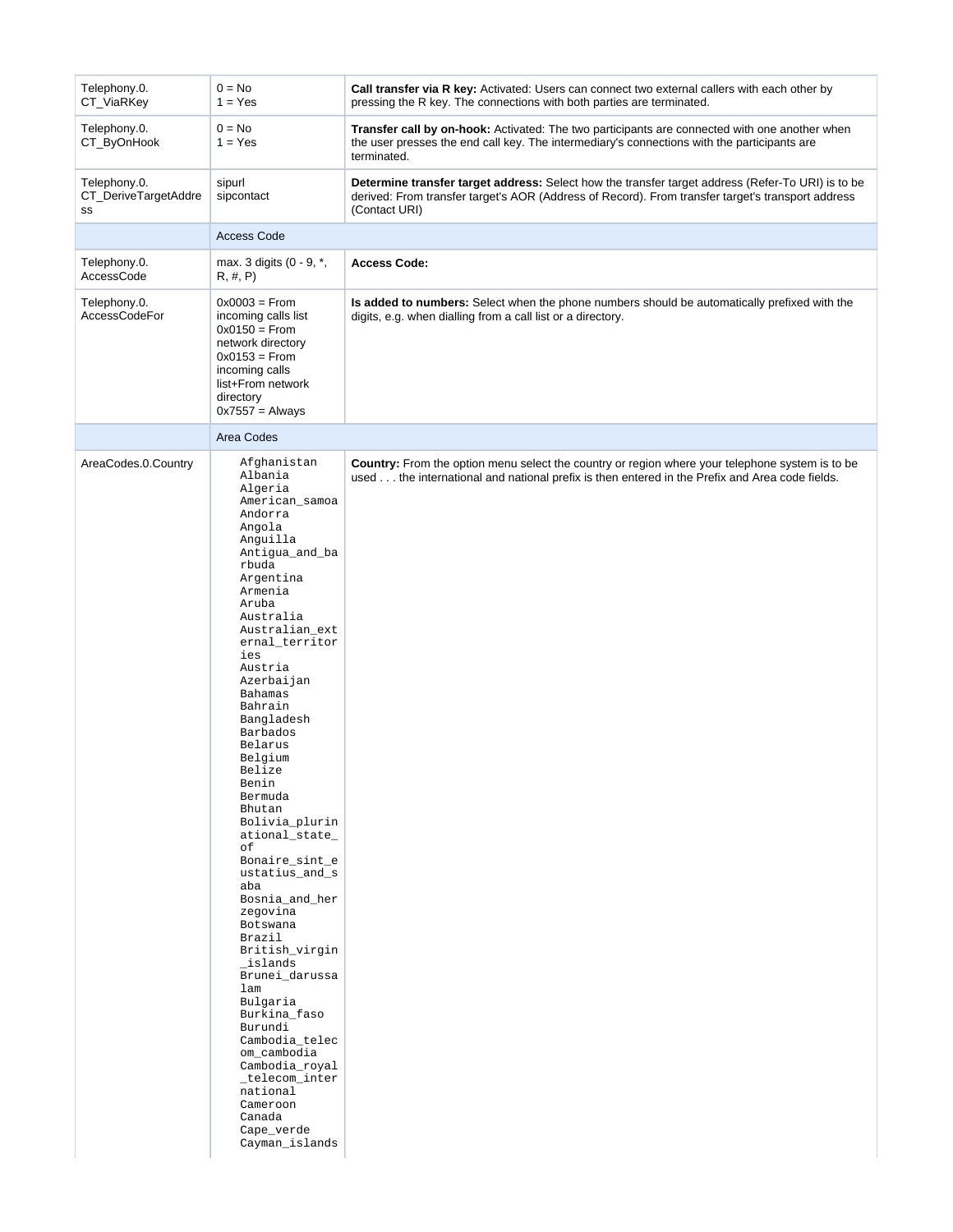| | | |
|---|---|---|
| Telephony.0.CT_ViaRKey | 0 = No<br>1 = Yes | **Call transfer via R key:** Activated: Users can connect two external callers with each other by pressing the R key. The connections with both parties are terminated. |
| Telephony.0.CT_ByOnHook | 0 = No<br>1 = Yes | **Transfer call by on-hook:** Activated: The two participants are connected with one another when the user presses the end call key. The intermediary's connections with the participants are terminated. |
| Telephony.0.CT_DeriveTargetAddress | sipurl<br>sipcontact | **Determine transfer target address:** Select how the transfer target address (Refer-To URI) is to be derived: From transfer target's AOR (Address of Record). From transfer target's transport address (Contact URI) |
| | Access Code | |
| Telephony.0.AccessCode | max. 3 digits (0 - 9, *, R, #, P) | **Access Code:** |
| Telephony.0.AccessCodeFor | 0x0003 = From incoming calls list<br>0x0150 = From network directory<br>0x0153 = From incoming calls list+From network directory<br>0x7557 = Always | **Is added to numbers:** Select when the phone numbers should be automatically prefixed with the digits, e.g. when dialling from a call list or a directory. |
| | Area Codes | |
| AreaCodes.0.Country | `Afghanistan`<br>`Albania`<br>`Algeria`<br>`American_samoa`<br>`Andorra`<br>`Angola`<br>`Anguilla`<br>`Antigua_and_barbuda`<br>`Argentina`<br>`Armenia`<br>`Aruba`<br>`Australia`<br>`Australian_external_territories`<br>`Austria`<br>`Azerbaijan`<br>`Bahamas`<br>`Bahrain`<br>`Bangladesh`<br>`Barbados`<br>`Belarus`<br>`Belgium`<br>`Belize`<br>`Benin`<br>`Bermuda`<br>`Bhutan`<br>`Bolivia_plurinational_state_of`<br>`Bonaire_sint_eustatius_and_saba`<br>`Bosnia_and_herzegovina`<br>`Botswana`<br>`Brazil`<br>`British_virgin_islands`<br>`Brunei_darussalam`<br>`Bulgaria`<br>`Burkina_faso`<br>`Burundi`<br>`Cambodia_telecom_cambodia`<br>`Cambodia_royal_telecom_international`<br>`Cameroon`<br>`Canada`<br>`Cape_verde`<br>`Cayman_islands` | **Country:** From the option menu select the country or region where your telephone system is to be used . . . the international and national prefix is then entered in the Prefix and Area code fields. |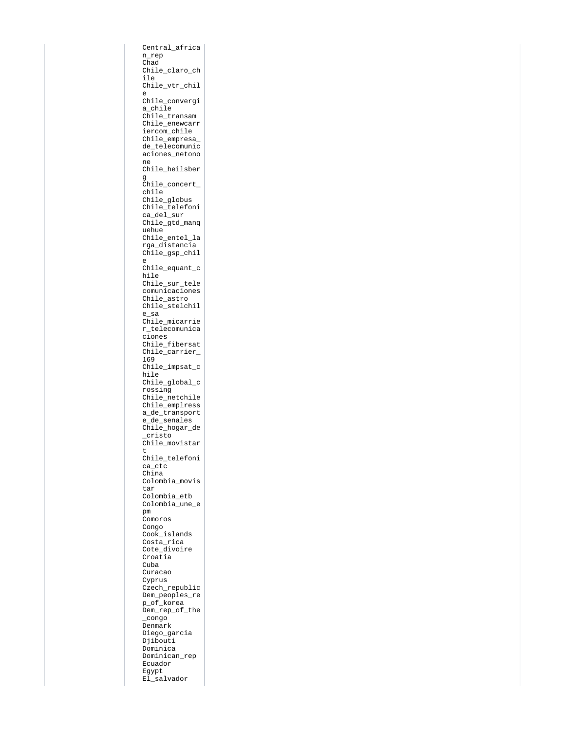| | | |
|---|---|---|
| | Central_african_rep<br>Chad<br>Chile_claro_chile<br>Chile_vtr_chile<br>Chile_convergia_chile<br>Chile_transam<br>Chile_enewcarriercom_chile<br>Chile_empresa_de_telecomunicaciones_netonone<br>Chile_heilsberg<br>Chile_concert_chile<br>Chile_globus<br>Chile_telefonica_del_sur<br>Chile_gtd_manquehue<br>Chile_entel_larga_distancia<br>Chile_gsp_chile<br>Chile_equant_chile<br>Chile_sur_telecomunicaciones<br>Chile_astro<br>Chile_stelchile_sa<br>Chile_micarrier_telecomunicaciones<br>Chile_fibersat<br>Chile_carrier_169<br>Chile_impsat_chile<br>Chile_global_crossing<br>Chile_netchile<br>Chile_emplressa_de_transporte_de_senales<br>Chile_hogar_de_cristo<br>Chile_movistart<br>Chile_telefonica_ctc<br>China<br>Colombia_movistar<br>Colombia_etb<br>Colombia_une_epm<br>Comoros<br>Congo<br>Cook_islands<br>Costa_rica<br>Cote_divoire<br>Croatia<br>Cuba<br>Curacao<br>Cyprus<br>Czech_republic<br>Dem_peoples_rep_of_korea<br>Dem_rep_of_the_congo<br>Denmark<br>Diego_garcia<br>Djibouti<br>Dominica<br>Dominican_rep<br>Ecuador<br>Egypt<br>El_salvador | |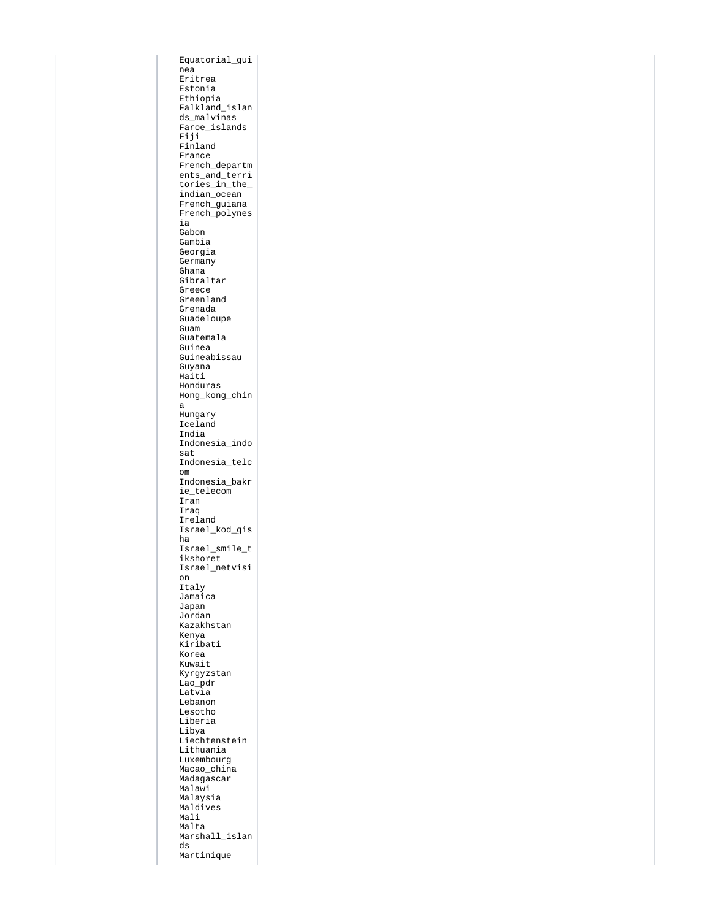| | | |
|---|---|---|
| | Equatorial_guinea<br>Eritrea<br>Estonia<br>Ethiopia<br>Falkland_islands_malvinas<br>Faroe_islands<br>Fiji<br>Finland<br>France<br>French_departments_and_territories_in_the_indian_ocean<br>French_guiana<br>French_polynesia<br>Gabon<br>Gambia<br>Georgia<br>Germany<br>Ghana<br>Gibraltar<br>Greece<br>Greenland<br>Grenada<br>Guadeloupe<br>Guam<br>Guatemala<br>Guinea<br>Guineabissau<br>Guyana<br>Haiti<br>Honduras<br>Hong_kong_china<br>Hungary<br>Iceland<br>India<br>Indonesia_indosat<br>Indonesia_telcom<br>Indonesia_bakrie_telecom<br>Iran<br>Iraq<br>Ireland<br>Israel_kod_gisha<br>Israel_smile_tikshoret<br>Israel_netvision<br>Italy<br>Jamaica<br>Japan<br>Jordan<br>Kazakhstan<br>Kenya<br>Kiribati<br>Korea<br>Kuwait<br>Kyrgyzstan<br>Lao_pdr<br>Latvia<br>Lebanon<br>Lesotho<br>Liberia<br>Libya<br>Liechtenstein<br>Lithuania<br>Luxembourg<br>Macao_china<br>Madagascar<br>Malawi<br>Malaysia<br>Maldives<br>Mali<br>Malta<br>Marshall_islands<br>Martinique | |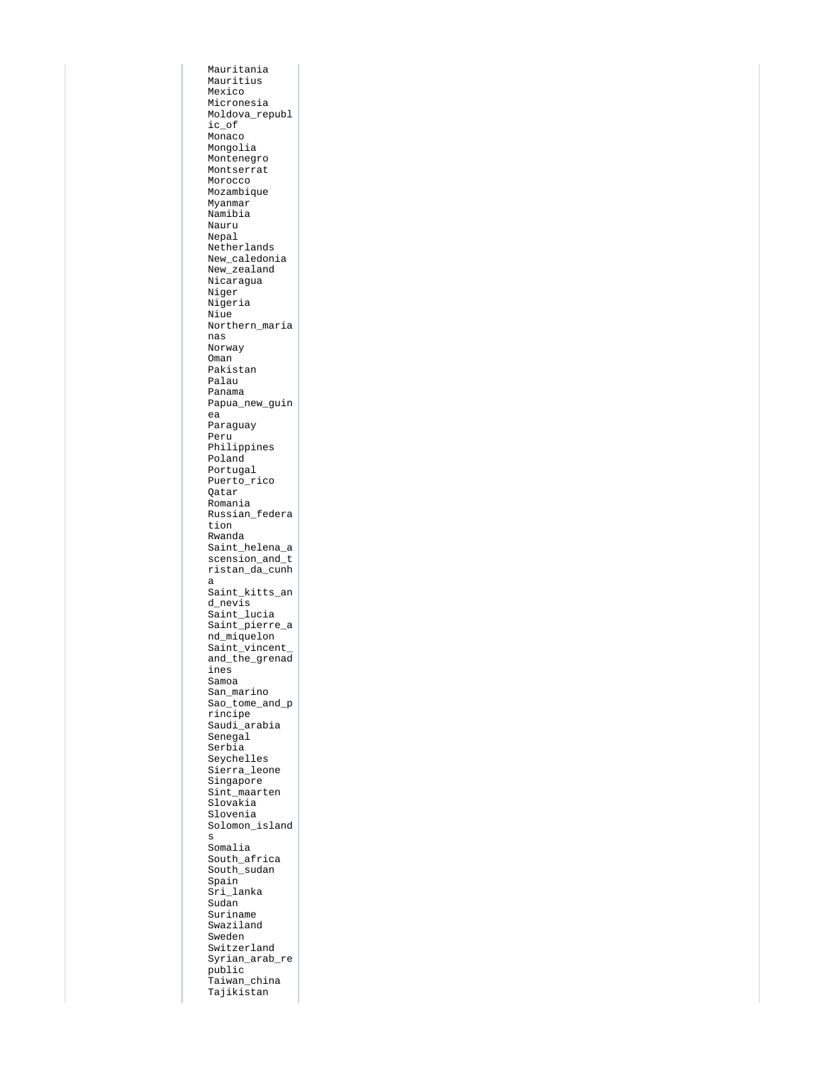| | | |
|---|---|---|
| | Mauritania<br>Mauritius<br>Mexico<br>Micronesia<br>Moldova_republic_of<br>Monaco<br>Mongolia<br>Montenegro<br>Montserrat<br>Morocco<br>Mozambique<br>Myanmar<br>Namibia<br>Nauru<br>Nepal<br>Netherlands<br>New_caledonia<br>New_zealand<br>Nicaragua<br>Niger<br>Nigeria<br>Niue<br>Northern_marianas<br>Norway<br>Oman<br>Pakistan<br>Palau<br>Panama<br>Papua_new_guinea<br>Paraguay<br>Peru<br>Philippines<br>Poland<br>Portugal<br>Puerto_rico<br>Qatar<br>Romania<br>Russian_federation<br>Rwanda<br>Saint_helena_ascension_and_tristan_da_cunha<br>Saint_kitts_and_nevis<br>Saint_lucia<br>Saint_pierre_and_miquelon<br>Saint_vincent_and_the_grenadines<br>Samoa<br>San_marino<br>Sao_tome_and_principe<br>Saudi_arabia<br>Senegal<br>Serbia<br>Seychelles<br>Sierra_leone<br>Singapore<br>Sint_maarten<br>Slovakia<br>Slovenia<br>Solomon_islands<br>Somalia<br>South_africa<br>South_sudan<br>Spain<br>Sri_lanka<br>Sudan<br>Suriname<br>Swaziland<br>Sweden<br>Switzerland<br>Syrian_arab_republic<br>Taiwan_china<br>Tajikistan | |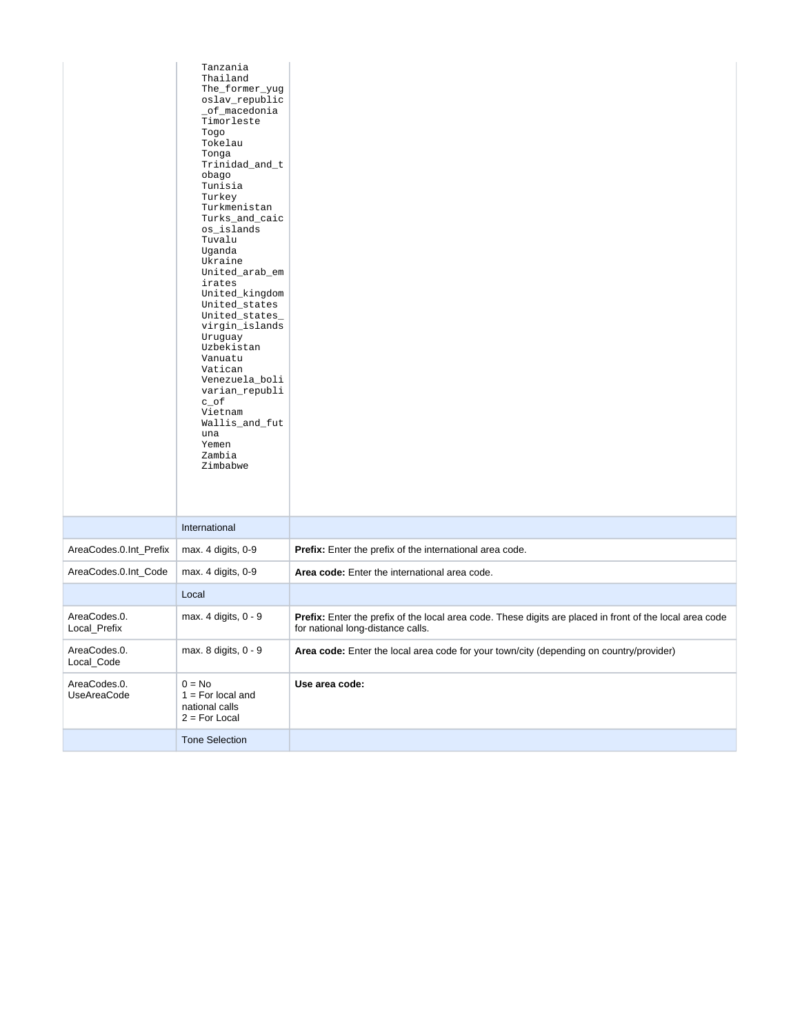| | | |
|---|---|---|
| | Tanzania<br>Thailand<br>The_former_yugoslav_republic_of_macedonia<br>Timorleste<br>Togo<br>Tokelau<br>Tonga<br>Trinidad_and_tobago<br>Tunisia<br>Turkey<br>Turkmenistan<br>Turks_and_caicos_islands<br>Tuvalu<br>Uganda<br>Ukraine<br>United_arab_emirates<br>United_kingdom<br>United_states<br>United_states_virgin_islands<br>Uruguay<br>Uzbekistan<br>Vanuatu<br>Vatican<br>Venezuela_bolivarian_republic_of<br>Vietnam<br>Wallis_and_futuna<br>Yemen<br>Zambia<br>Zimbabwe | |
| | International | |
| AreaCodes.0.Int_Prefix | max. 4 digits, 0-9 | **Prefix:** Enter the prefix of the international area code. |
| AreaCodes.0.Int_Code | max. 4 digits, 0-9 | **Area code:** Enter the international area code. |
| | Local | |
| AreaCodes.0.Local_Prefix | max. 4 digits, 0 - 9 | **Prefix:** Enter the prefix of the local area code. These digits are placed in front of the local area code for national long-distance calls. |
| AreaCodes.0.Local_Code | max. 8 digits, 0 - 9 | **Area code:** Enter the local area code for your town/city (depending on country/provider) |
| AreaCodes.0.UseAreaCode | 0 = No<br>1 = For local and national calls<br>2 = For Local | **Use area code:** |
| | Tone Selection | |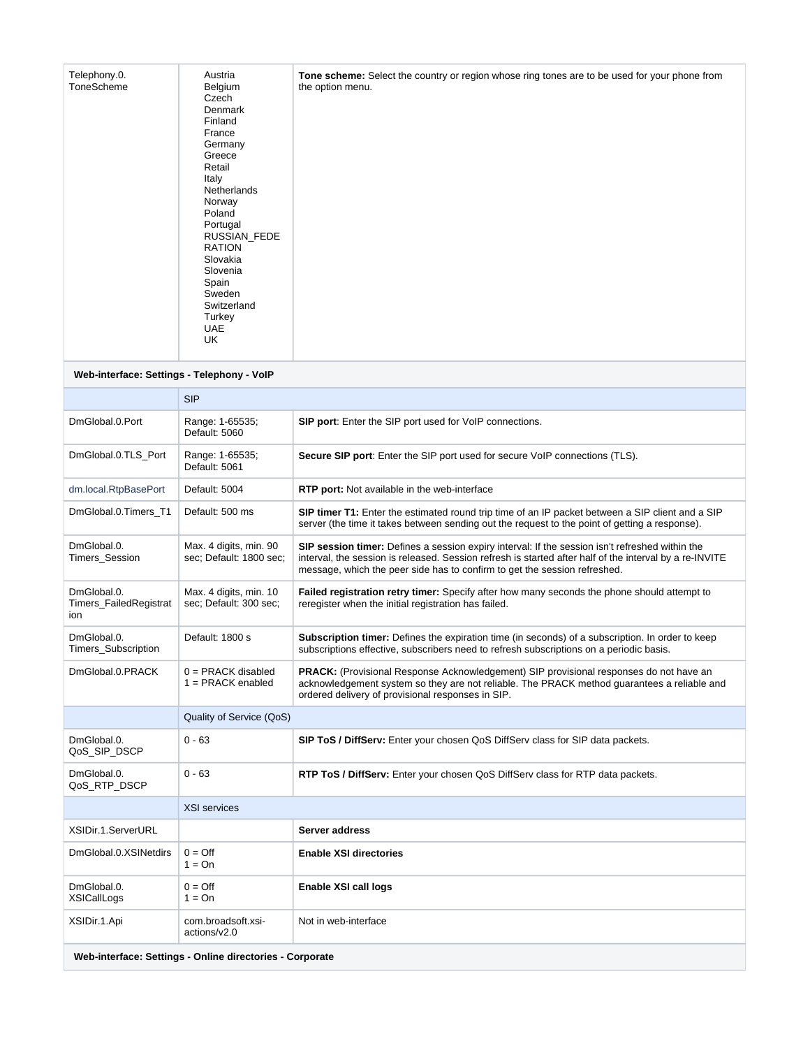| | | |
|---|---|---|
| Telephony.0.ToneScheme | Austria<br>Belgium<br>Czech<br>Denmark<br>Finland<br>France<br>Germany<br>Greece<br>Retail<br>Italy<br>Netherlands<br>Norway<br>Poland<br>Portugal<br>RUSSIAN_FEDERATION<br>Slovakia<br>Slovenia<br>Spain<br>Sweden<br>Switzerland<br>Turkey<br>UAE<br>UK | **Tone scheme:** Select the country or region whose ring tones are to be used for your phone from the option menu. |
| **Web-interface: Settings - Telephony - VoIP** | | |
| | SIP | |
| DmGlobal.0.Port | Range: 1-65535; Default: 5060 | **SIP port**: Enter the SIP port used for VoIP connections. |
| DmGlobal.0.TLS_Port | Range: 1-65535; Default: 5061 | **Secure SIP port**: Enter the SIP port used for secure VoIP connections (TLS). |
| dm.local.RtpBasePort | Default: 5004 | **RTP port:** Not available in the web-interface |
| DmGlobal.0.Timers_T1 | Default: 500 ms | **SIP timer T1:** Enter the estimated round trip time of an IP packet between a SIP client and a SIP server (the time it takes between sending out the request to the point of getting a response). |
| DmGlobal.0.Timers_Session | Max. 4 digits, min. 90 sec; Default: 1800 sec; | **SIP session timer:** Defines a session expiry interval: If the session isn't refreshed within the interval, the session is released. Session refresh is started after half of the interval by a re-INVITE message, which the peer side has to confirm to get the session refreshed. |
| DmGlobal.0.Timers_FailedRegistration | Max. 4 digits, min. 10 sec; Default: 300 sec; | **Failed registration retry timer:** Specify after how many seconds the phone should attempt to reregister when the initial registration has failed. |
| DmGlobal.0.Timers_Subscription | Default: 1800 s | **Subscription timer:** Defines the expiration time (in seconds) of a subscription. In order to keep subscriptions effective, subscribers need to refresh subscriptions on a periodic basis. |
| DmGlobal.0.PRACK | 0 = PRACK disabled<br>1 = PRACK enabled | **PRACK:** (Provisional Response Acknowledgement) SIP provisional responses do not have an acknowledgement system so they are not reliable. The PRACK method guarantees a reliable and ordered delivery of provisional responses in SIP. |
| | Quality of Service (QoS) | |
| DmGlobal.0.QoS_SIP_DSCP | 0 - 63 | **SIP ToS / DiffServ:** Enter your chosen QoS DiffServ class for SIP data packets. |
| DmGlobal.0.QoS_RTP_DSCP | 0 - 63 | **RTP ToS / DiffServ:** Enter your chosen QoS DiffServ class for RTP data packets. |
| | XSI services | |
| XSIDir.1.ServerURL | | **Server address** |
| DmGlobal.0.XSINetdirs | 0 = Off<br>1 = On | **Enable XSI directories** |
| DmGlobal.0.XSICallLogs | 0 = Off<br>1 = On | **Enable XSI call logs** |
| XSIDir.1.Api | com.broadsoft.xsi-actions/v2.0 | Not in web-interface |
| **Web-interface: Settings - Online directories - Corporate** | | |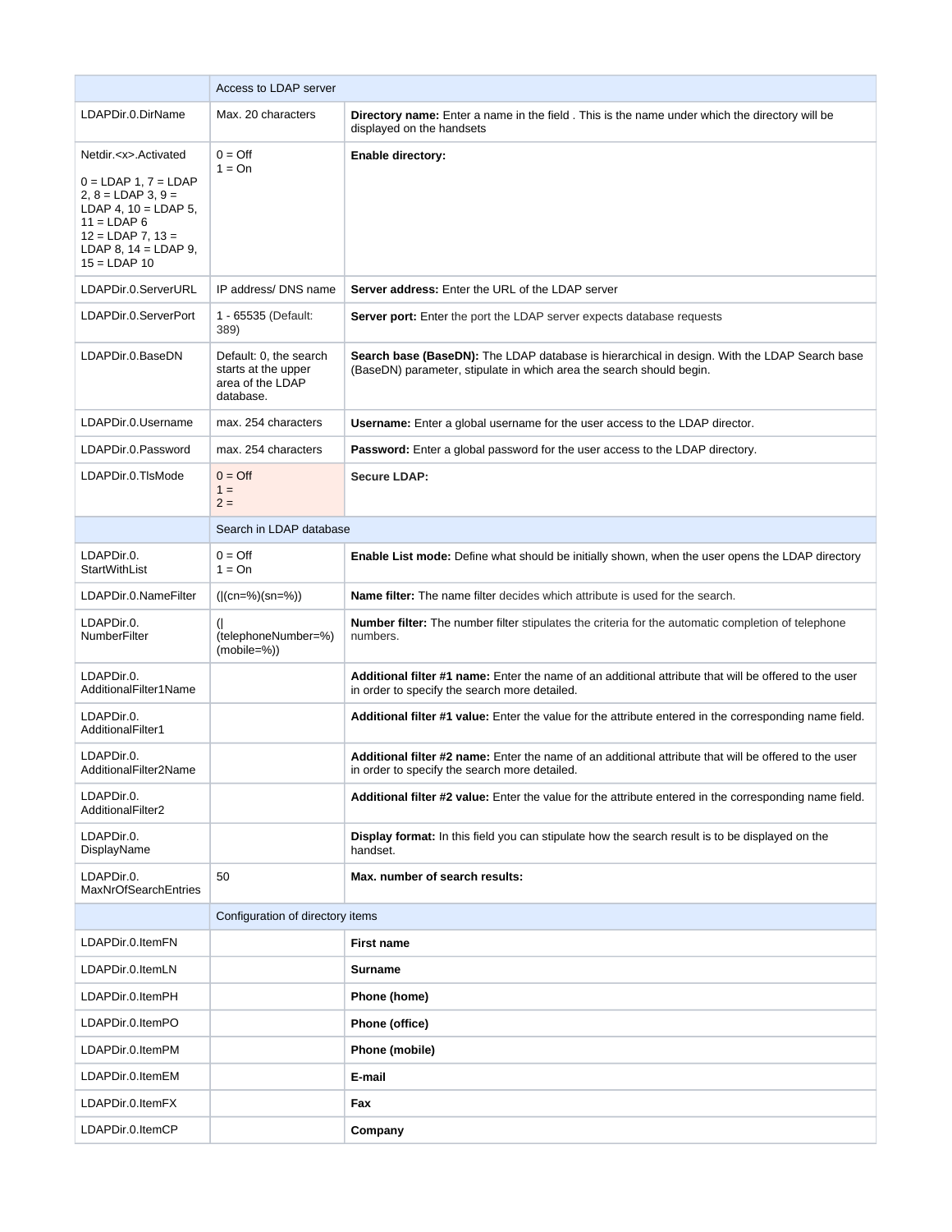| | Access to LDAP server | |
|---|---|---|
| LDAPDir.0.DirName | Max. 20 characters | **Directory name:** Enter a name in the field . This is the name under which the directory will be displayed on the handsets |
| Netdir.<x>.Activated<br><br>0 = LDAP 1, 7 = LDAP 2, 8 = LDAP 3, 9 = LDAP 4, 10 = LDAP 5, 11 = LDAP 6<br>12 = LDAP 7, 13 = LDAP 8, 14 = LDAP 9, 15 = LDAP 10 | 0 = Off<br>1 = On | **Enable directory:** |
| LDAPDir.0.ServerURL | IP address/ DNS name | **Server address:** Enter the URL of the LDAP server |
| LDAPDir.0.ServerPort | 1 - 65535 (Default: 389) | **Server port:** Enter the port the LDAP server expects database requests |
| LDAPDir.0.BaseDN | Default: 0, the search starts at the upper area of the LDAP database. | **Search base (BaseDN):** The LDAP database is hierarchical in design. With the LDAP Search base (BaseDN) parameter, stipulate in which area the search should begin. |
| LDAPDir.0.Username | max. 254 characters | **Username:** Enter a global username for the user access to the LDAP director. |
| LDAPDir.0.Password | max. 254 characters | **Password:** Enter a global password for the user access to the LDAP directory. |
| LDAPDir.0.TlsMode | 0 = Off<br>1 =<br>2 = | **Secure LDAP:** |
| | Search in LDAP database | |
| LDAPDir.0.StartWithList | 0 = Off<br>1 = On | **Enable List mode:** Define what should be initially shown, when the user opens the LDAP directory |
| LDAPDir.0.NameFilter | (\|(cn=%)(sn=%)) | **Name filter:** The name filter decides which attribute is used for the search. |
| LDAPDir.0.NumberFilter | (\|(telephoneNumber=%)(mobile=%)) | **Number filter:** The number filter stipulates the criteria for the automatic completion of telephone numbers. |
| LDAPDir.0.AdditionalFilter1Name | | **Additional filter #1 name:** Enter the name of an additional attribute that will be offered to the user in order to specify the search more detailed. |
| LDAPDir.0.AdditionalFilter1 | | **Additional filter #1 value:** Enter the value for the attribute entered in the corresponding name field. |
| LDAPDir.0.AdditionalFilter2Name | | **Additional filter #2 name:** Enter the name of an additional attribute that will be offered to the user in order to specify the search more detailed. |
| LDAPDir.0.AdditionalFilter2 | | **Additional filter #2 value:** Enter the value for the attribute entered in the corresponding name field. |
| LDAPDir.0.DisplayName | | **Display format:** In this field you can stipulate how the search result is to be displayed on the handset. |
| LDAPDir.0.MaxNrOfSearchEntries | 50 | **Max. number of search results:** |
| | Configuration of directory items | |
| LDAPDir.0.ItemFN | | **First name** |
| LDAPDir.0.ItemLN | | **Surname** |
| LDAPDir.0.ItemPH | | **Phone (home)** |
| LDAPDir.0.ItemPO | | **Phone (office)** |
| LDAPDir.0.ItemPM | | **Phone (mobile)** |
| LDAPDir.0.ItemEM | | **E-mail** |
| LDAPDir.0.ItemFX | | **Fax** |
| LDAPDir.0.ItemCP | | **Company** |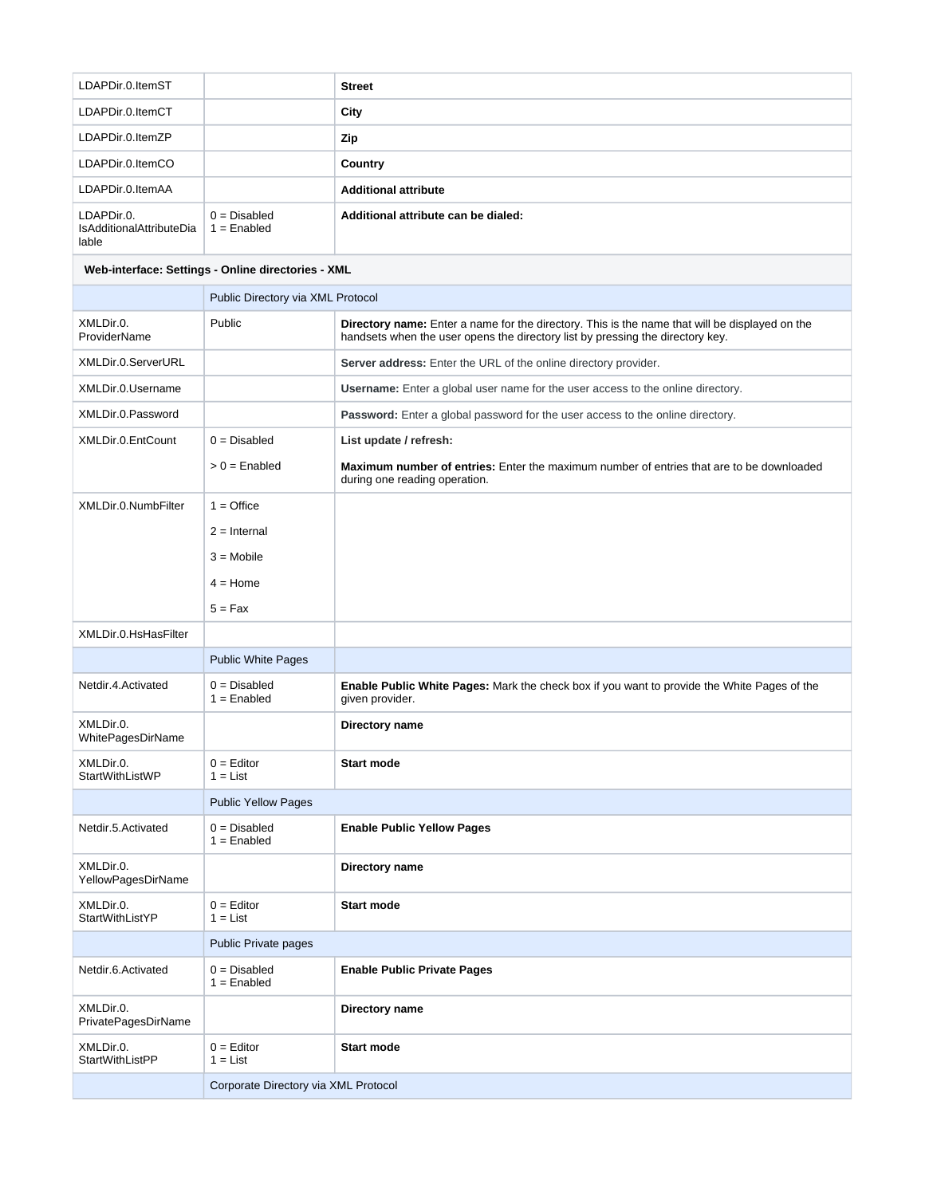| | | |
|---|---|---|
| LDAPDir.0.ItemST | | **Street** |
| LDAPDir.0.ItemCT | | **City** |
| LDAPDir.0.ItemZP | | **Zip** |
| LDAPDir.0.ItemCO | | **Country** |
| LDAPDir.0.ItemAA | | **Additional attribute** |
| LDAPDir.0. IsAdditionalAttributeDialable | 0 = Disabled<br>1 = Enabled | **Additional attribute can be dialed:** |
| **Web-interface: Settings - Online directories - XML** | | |
| | Public Directory via XML Protocol | |
| XMLDir.0. ProviderName | Public | **Directory name:** Enter a name for the directory. This is the name that will be displayed on the handsets when the user opens the directory list by pressing the directory key. |
| XMLDir.0.ServerURL | | **Server address:** Enter the URL of the online directory provider. |
| XMLDir.0.Username | | **Username:** Enter a global user name for the user access to the online directory. |
| XMLDir.0.Password | | **Password:** Enter a global password for the user access to the online directory. |
| XMLDir.0.EntCount | 0 = Disabled<br>> 0 = Enabled | **List update / refresh:**<br>**Maximum number of entries:** Enter the maximum number of entries that are to be downloaded during one reading operation. |
| XMLDir.0.NumbFilter | 1 = Office<br>2 = Internal<br>3 = Mobile<br>4 = Home<br>5 = Fax | |
| XMLDir.0.HsHasFilter | | |
| | Public White Pages | |
| Netdir.4.Activated | 0 = Disabled<br>1 = Enabled | **Enable Public White Pages:** Mark the check box if you want to provide the White Pages of the given provider. |
| XMLDir.0. WhitePagesDirName | | **Directory name** |
| XMLDir.0. StartWithListWP | 0 = Editor<br>1 = List | **Start mode** |
| | Public Yellow Pages | |
| Netdir.5.Activated | 0 = Disabled<br>1 = Enabled | **Enable Public Yellow Pages** |
| XMLDir.0. YellowPagesDirName | | **Directory name** |
| XMLDir.0. StartWithListYP | 0 = Editor<br>1 = List | **Start mode** |
| | Public Private pages | |
| Netdir.6.Activated | 0 = Disabled<br>1 = Enabled | **Enable Public Private Pages** |
| XMLDir.0. PrivatePagesDirName | | **Directory name** |
| XMLDir.0. StartWithListPP | 0 = Editor<br>1 = List | **Start mode** |
| | Corporate Directory via XML Protocol | |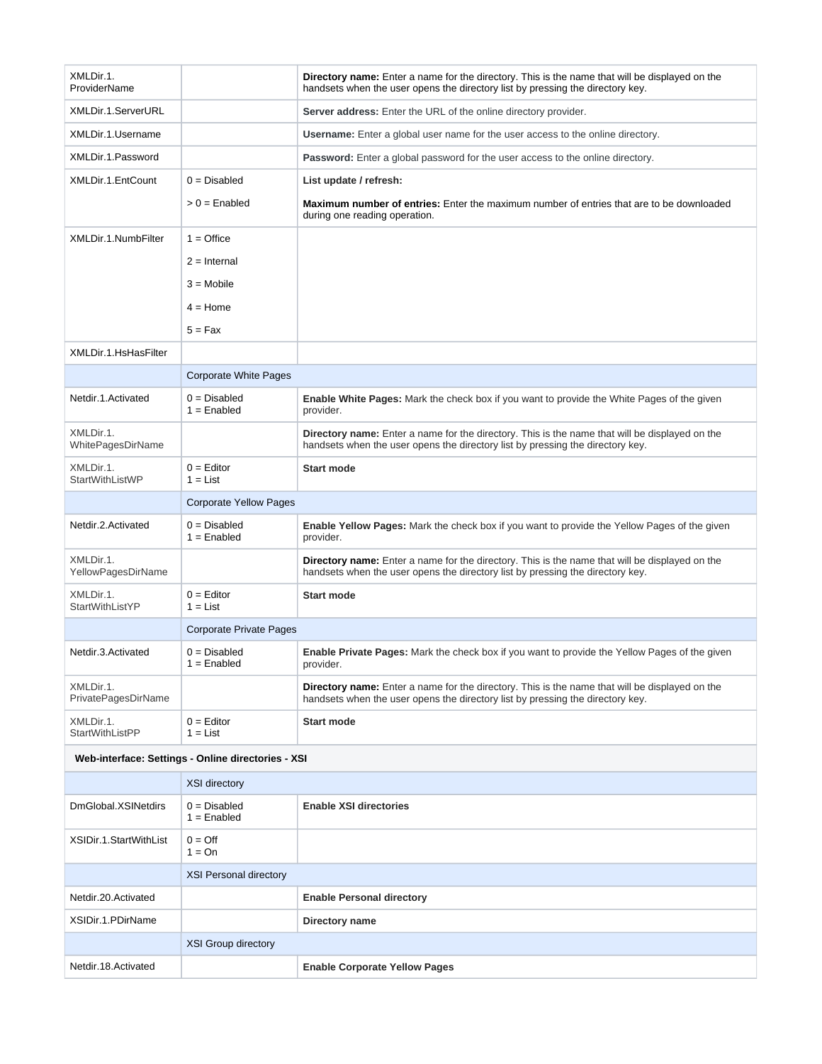| | | |
|---|---|---|
| XMLDir.1. ProviderName | | **Directory name:** Enter a name for the directory. This is the name that will be displayed on the handsets when the user opens the directory list by pressing the directory key. |
| XMLDir.1.ServerURL | | **Server address:** Enter the URL of the online directory provider. |
| XMLDir.1.Username | | **Username:** Enter a global user name for the user access to the online directory. |
| XMLDir.1.Password | | **Password:** Enter a global password for the user access to the online directory. |
| XMLDir.1.EntCount | 0 = Disabled<br><br>> 0 = Enabled | **List update / refresh:**<br><br>**Maximum number of entries:** Enter the maximum number of entries that are to be downloaded during one reading operation. |
| XMLDir.1.NumbFilter | 1 = Office<br><br>2 = Internal<br><br>3 = Mobile<br><br>4 = Home<br><br>5 = Fax | |
| XMLDir.1.HsHasFilter | | |
| | Corporate White Pages | |
| Netdir.1.Activated | 0 = Disabled<br>1 = Enabled | **Enable White Pages:** Mark the check box if you want to provide the White Pages of the given provider. |
| XMLDir.1. WhitePagesDirName | | **Directory name:** Enter a name for the directory. This is the name that will be displayed on the handsets when the user opens the directory list by pressing the directory key. |
| XMLDir.1. StartWithListWP | 0 = Editor<br>1 = List | **Start mode** |
| | Corporate Yellow Pages | |
| Netdir.2.Activated | 0 = Disabled<br>1 = Enabled | **Enable Yellow Pages:** Mark the check box if you want to provide the Yellow Pages of the given provider. |
| XMLDir.1. YellowPagesDirName | | **Directory name:** Enter a name for the directory. This is the name that will be displayed on the handsets when the user opens the directory list by pressing the directory key. |
| XMLDir.1. StartWithListYP | 0 = Editor<br>1 = List | **Start mode** |
| | Corporate Private Pages | |
| Netdir.3.Activated | 0 = Disabled<br>1 = Enabled | **Enable Private Pages:** Mark the check box if you want to provide the Yellow Pages of the given provider. |
| XMLDir.1. PrivatePagesDirName | | **Directory name:** Enter a name for the directory. This is the name that will be displayed on the handsets when the user opens the directory list by pressing the directory key. |
| XMLDir.1. StartWithListPP | 0 = Editor<br>1 = List | **Start mode** |
| **Web-interface: Settings - Online directories - XSI** | | |
| | XSI directory | |
| DmGlobal.XSINetdirs | 0 = Disabled<br>1 = Enabled | **Enable XSI directories** |
| XSIDir.1.StartWithList | 0 = Off<br>1 = On | |
| | XSI Personal directory | |
| Netdir.20.Activated | | **Enable Personal directory** |
| XSIDir.1.PDirName | | **Directory name** |
| | XSI Group directory | |
| Netdir.18.Activated | | **Enable Corporate Yellow Pages** |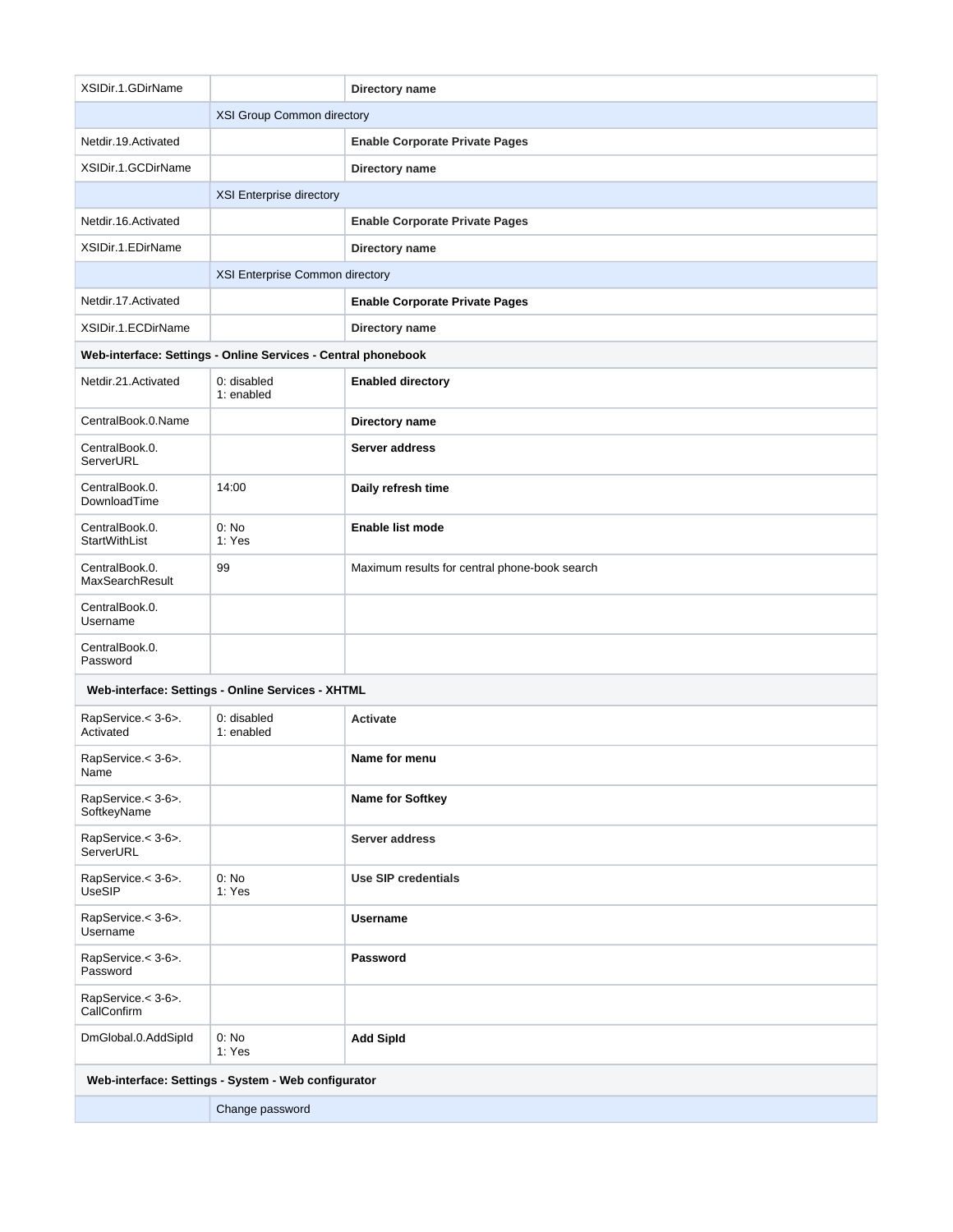| | | |
|---|---|---|
| XSIDir.1.GDirName | | **Directory name** |
| | XSI Group Common directory | |
| Netdir.19.Activated | | **Enable Corporate Private Pages** |
| XSIDir.1.GCDirName | | **Directory name** |
| | XSI Enterprise directory | |
| Netdir.16.Activated | | **Enable Corporate Private Pages** |
| XSIDir.1.EDirName | | **Directory name** |
| | XSI Enterprise Common directory | |
| Netdir.17.Activated | | **Enable Corporate Private Pages** |
| XSIDir.1.ECDirName | | **Directory name** |
| **Web-interface: Settings - Online Services - Central phonebook** | | |
| Netdir.21.Activated | 0: disabled<br>1: enabled | **Enabled directory** |
| CentralBook.0.Name | | **Directory name** |
| CentralBook.0.ServerURL | | **Server address** |
| CentralBook.0.DownloadTime | 14:00 | **Daily refresh time** |
| CentralBook.0.StartWithList | 0: No<br>1: Yes | **Enable list mode** |
| CentralBook.0.MaxSearchResult | 99 | Maximum results for central phone-book search |
| CentralBook.0.Username | | |
| CentralBook.0.Password | | |
| **Web-interface: Settings - Online Services - XHTML** | | |
| RapService.< 3-6>.Activated | 0: disabled<br>1: enabled | **Activate** |
| RapService.< 3-6>.Name | | **Name for menu** |
| RapService.< 3-6>.SoftkeyName | | **Name for Softkey** |
| RapService.< 3-6>.ServerURL | | **Server address** |
| RapService.< 3-6>.UseSIP | 0: No<br>1: Yes | **Use SIP credentials** |
| RapService.< 3-6>.Username | | **Username** |
| RapService.< 3-6>.Password | | **Password** |
| RapService.< 3-6>.CallConfirm | | |
| DmGlobal.0.AddSipId | 0: No<br>1: Yes | **Add SipId** |
| **Web-interface: Settings - System - Web configurator** | | |
| | Change password | |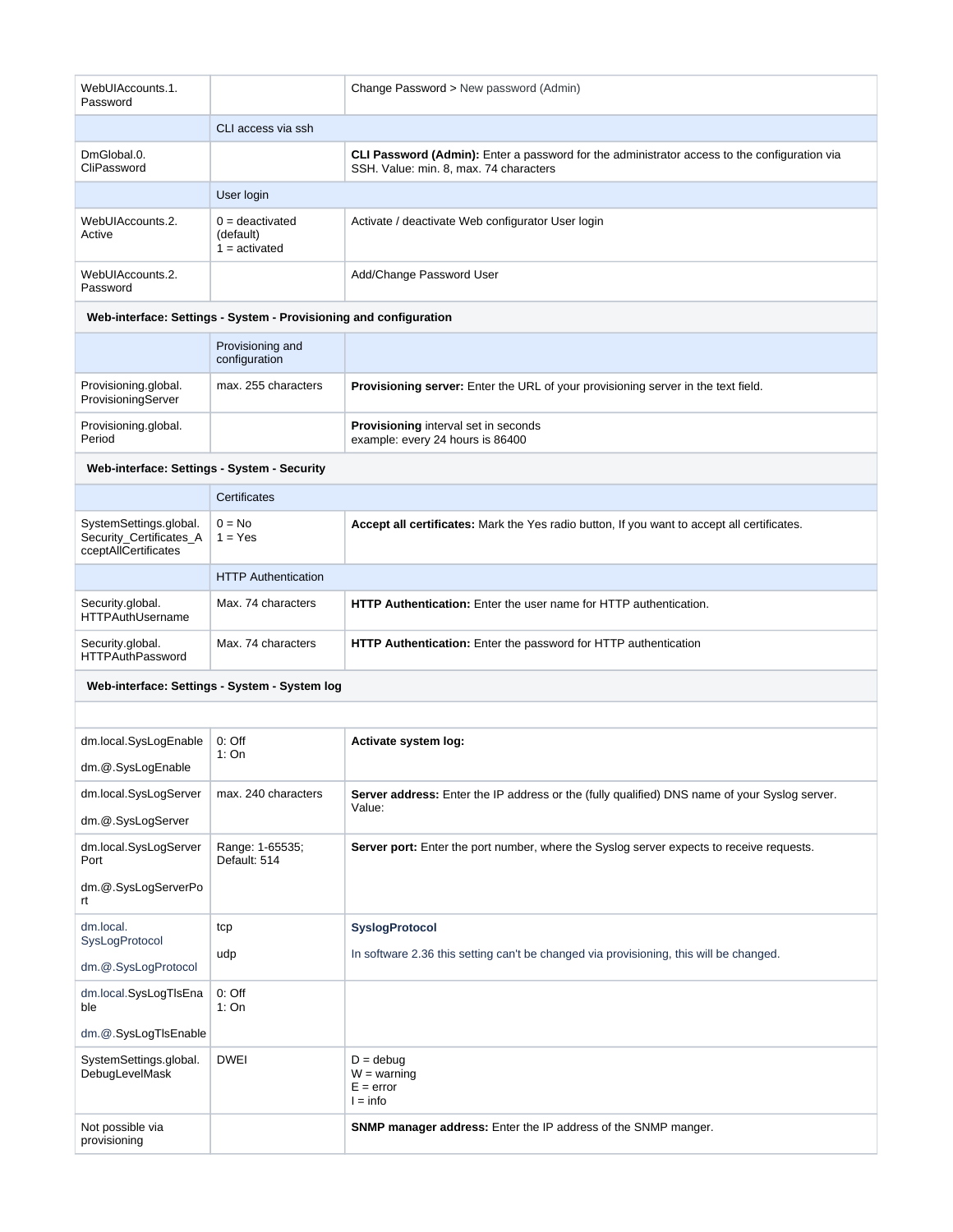| | | |
|---|---|---|
| WebUIAccounts.1. Password | | Change Password > New password (Admin) |
| | CLI access via ssh | |
| DmGlobal.0. CliPassword | | **CLI Password (Admin):** Enter a password for the administrator access to the configuration via SSH. Value: min. 8, max. 74 characters |
| | User login | |
| WebUIAccounts.2. Active | 0 = deactivated (default)<br>1 = activated | Activate / deactivate Web configurator User login |
| WebUIAccounts.2. Password | | Add/Change Password User |
| **Web-interface: Settings - System - Provisioning and configuration** | | |
| | Provisioning and configuration | |
| Provisioning.global. ProvisioningServer | max. 255 characters | **Provisioning server:** Enter the URL of your provisioning server in the text field. |
| Provisioning.global. Period | | **Provisioning** interval set in seconds<br>example: every 24 hours is 86400 |
| **Web-interface: Settings - System - Security** | | |
| | Certificates | |
| SystemSettings.global. Security_Certificates_AcceptAllCertificates | 0 = No<br>1 = Yes | **Accept all certificates:** Mark the Yes radio button, If you want to accept all certificates. |
| | HTTP Authentication | |
| Security.global. HTTPAuthUsername | Max. 74 characters | **HTTP Authentication:** Enter the user name for HTTP authentication. |
| Security.global. HTTPAuthPassword | Max. 74 characters | **HTTP Authentication:** Enter the password for HTTP authentication |
| **Web-interface: Settings - System - System log** | | |
| | | |
| dm.local.SysLogEnable<br>dm.@.SysLogEnable | 0: Off<br>1: On | **Activate system log:** |
| dm.local.SysLogServer<br>dm.@.SysLogServer | max. 240 characters | **Server address:** Enter the IP address or the (fully qualified) DNS name of your Syslog server. Value: |
| dm.local.SysLogServerPort<br>dm.@.SysLogServerPort | Range: 1-65535; Default: 514 | **Server port:** Enter the port number, where the Syslog server expects to receive requests. |
| dm.local. SysLogProtocol<br>dm.@.SysLogProtocol | tcp<br>udp | **SyslogProtocol**<br>In software 2.36 this setting can't be changed via provisioning, this will be changed. |
| dm.local.SysLogTlsEnable<br>dm.@.SysLogTlsEnable | 0: Off<br>1: On | |
| SystemSettings.global. DebugLevelMask | DWEI | D = debug<br>W = warning<br>E = error<br>I = info |
| Not possible via provisioning | | **SNMP manager address:** Enter the IP address of the SNMP manger. |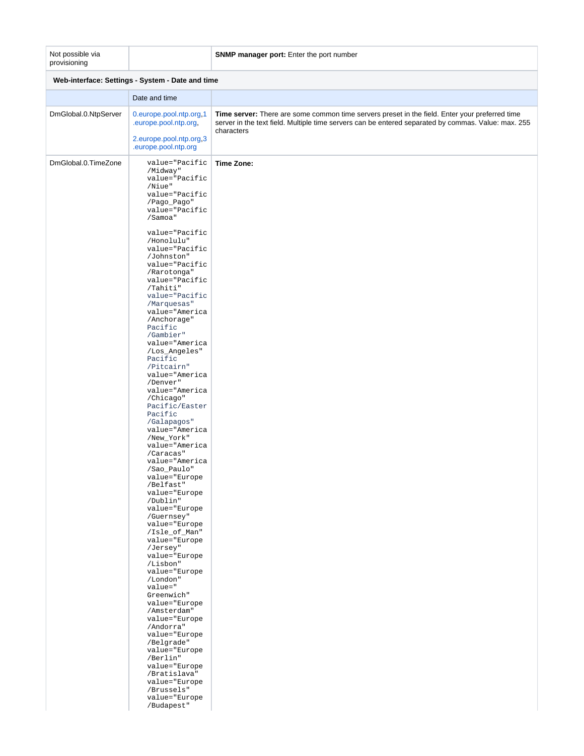| | | |
|---|---|---|
| Not possible via provisioning | | **SNMP manager port:** Enter the port number |
| **Web-interface: Settings - System - Date and time** | | |
| | Date and time | |
| DmGlobal.0.NtpServer | 0.europe.pool.ntp.org,1.europe.pool.ntp.org,<br><br>2.europe.pool.ntp.org,3.europe.pool.ntp.org | **Time server:** There are some common time servers preset in the field. Enter your preferred time server in the text field. Multiple time servers can be entered separated by commas. Value: max. 255 characters |
| DmGlobal.0.TimeZone | value="Pacific/Midway" value="Pacific/Niue" value="Pacific/Pago_Pago" value="Pacific/Samoa"<br><br>value="Pacific/Honolulu" value="Pacific/Johnston" value="Pacific/Rarotonga" value="Pacific/Tahiti" value="Pacific/Marquesas" value="America/Anchorage" Pacific/Gambier" value="America/Los_Angeles" Pacific/Pitcairn" value="America/Denver" value="America/Chicago" Pacific/Easter Pacific/Galapagos" value="America/New_York" value="America/Caracas" value="America/Sao_Paulo" value="Europe/Belfast" value="Europe/Dublin" value="Europe/Guernsey" value="Europe/Isle_of_Man" value="Europe/Jersey" value="Europe/Lisbon" value="Europe/London" value="Greenwich" value="Europe/Amsterdam" value="Europe/Andorra" value="Europe/Belgrade" value="Europe/Berlin" value="Europe/Bratislava" value="Europe/Brussels" value="Europe/Budapest" | **Time Zone:** |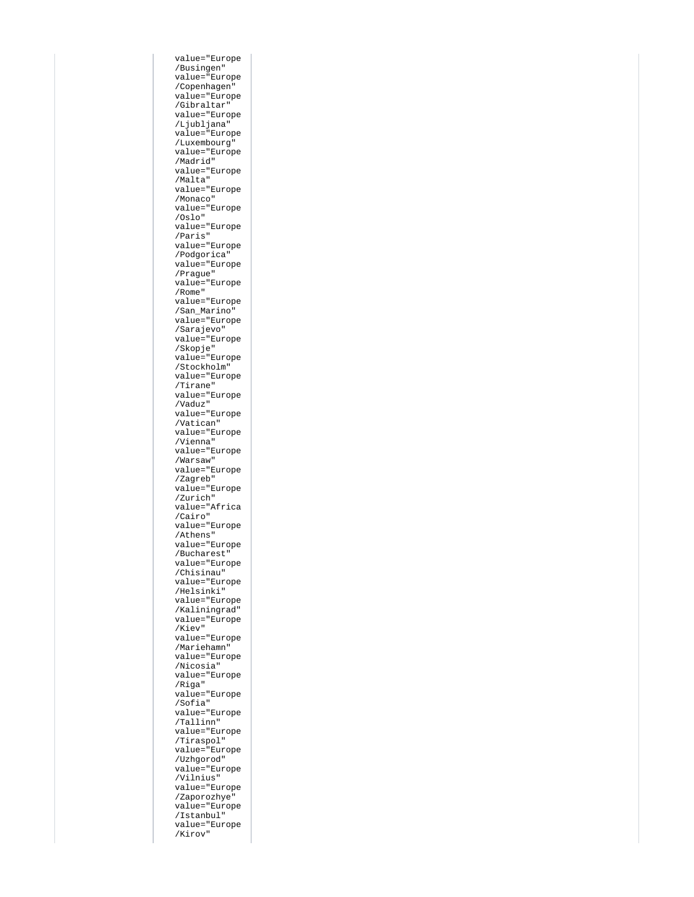```
value="Europe/Busingen"
value="Europe/Copenhagen"
value="Europe/Gibraltar"
value="Europe/Ljubljana"
value="Europe/Luxembourg"
value="Europe/Madrid"
value="Europe/Malta"
value="Europe/Monaco"
value="Europe/Oslo"
value="Europe/Paris"
value="Europe/Podgorica"
value="Europe/Prague"
value="Europe/Rome"
value="Europe/San_Marino"
value="Europe/Sarajevo"
value="Europe/Skopje"
value="Europe/Stockholm"
value="Europe/Tirane"
value="Europe/Vaduz"
value="Europe/Vatican"
value="Europe/Vienna"
value="Europe/Warsaw"
value="Europe/Zagreb"
value="Europe/Zurich"
value="Africa/Cairo"
value="Europe/Athens"
value="Europe/Bucharest"
value="Europe/Chisinau"
value="Europe/Helsinki"
value="Europe/Kaliningrad"
value="Europe/Kiev"
value="Europe/Mariehamn"
value="Europe/Nicosia"
value="Europe/Riga"
value="Europe/Sofia"
value="Europe/Tallinn"
value="Europe/Tiraspol"
value="Europe/Uzhgorod"
value="Europe/Vilnius"
value="Europe/Zaporozhye"
value="Europe/Istanbul"
value="Europe/Kirov"
```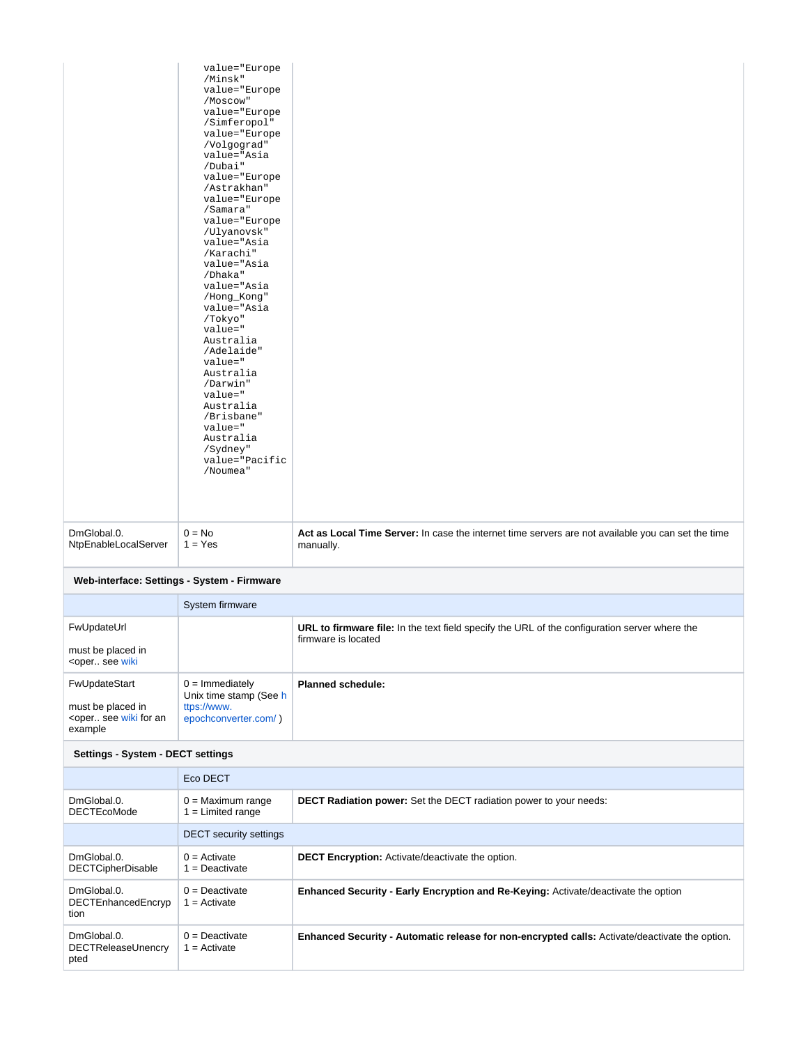| | | |
|---|---|---|
| | value="Europe/Minsk" value="Europe/Moscow" value="Europe/Simferopol" value="Europe/Volgograd" value="Asia/Dubai" value="Europe/Astrakhan" value="Europe/Samara" value="Europe/Ulyanovsk" value="Asia/Karachi" value="Asia/Dhaka" value="Asia/Hong_Kong" value="Asia/Tokyo" value="Australia/Adelaide" value="Australia/Darwin" value="Australia/Brisbane" value="Australia/Sydney" value="Pacific/Noumea" | |
| DmGlobal.0.NtpEnableLocalServer | 0 = No<br>1 = Yes | **Act as Local Time Server:** In case the internet time servers are not available you can set the time manually. |
| **Web-interface: Settings - System - Firmware** | | |
| | System firmware | |
| FwUpdateUrl<br><br>must be placed in <oper.. see wiki | | **URL to firmware file:** In the text field specify the URL of the configuration server where the firmware is located |
| FwUpdateStart<br><br>must be placed in <oper.. see wiki for an example | 0 = Immediately<br>Unix time stamp (See https://www.epochconverter.com/ ) | **Planned schedule:** |
| **Settings - System - DECT settings** | | |
| | Eco DECT | |
| DmGlobal.0.DECTEcoMode | 0 = Maximum range<br>1 = Limited range | **DECT Radiation power:** Set the DECT radiation power to your needs: |
| | DECT security settings | |
| DmGlobal.0.DECTCipherDisable | 0 = Activate<br>1 = Deactivate | **DECT Encryption:** Activate/deactivate the option. |
| DmGlobal.0.DECTEnhancedEncryption | 0 = Deactivate<br>1 = Activate | **Enhanced Security - Early Encryption and Re-Keying:** Activate/deactivate the option |
| DmGlobal.0.DECTReleaseUnencrypted | 0 = Deactivate<br>1 = Activate | **Enhanced Security - Automatic release for non-encrypted calls:** Activate/deactivate the option. |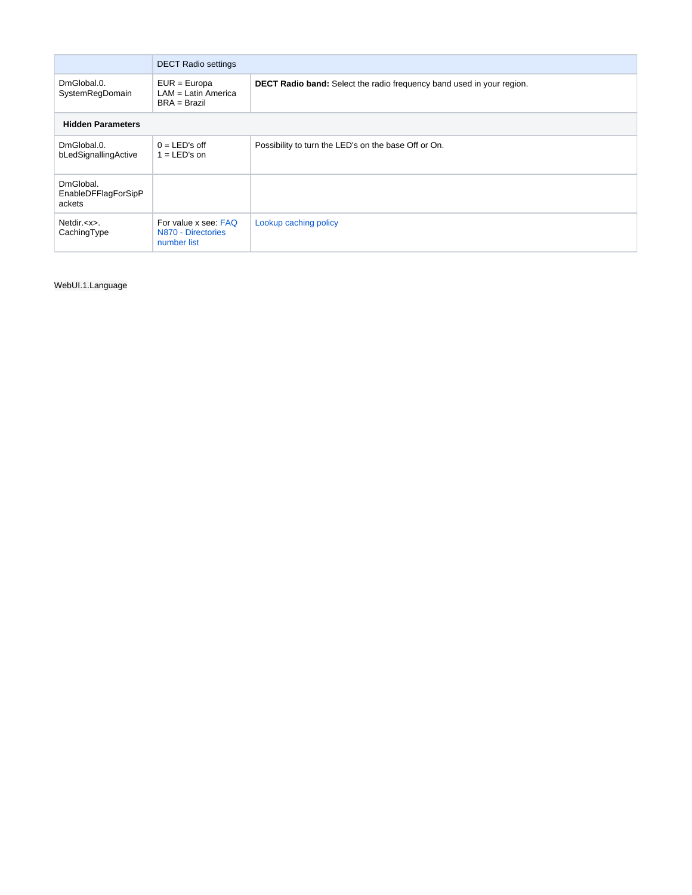| | DECT Radio settings | |
|---|---|---|
| DmGlobal.0.SystemRegDomain | EUR = Europa<br>LAM = Latin America<br>BRA = Brazil | **DECT Radio band:** Select the radio frequency band used in your region. |
| **Hidden Parameters** | | |
| DmGlobal.0.bLedSignallingActive | 0 = LED's off<br>1 = LED's on | Possibility to turn the LED's on the base Off or On. |
| DmGlobal.EnableDFFlagForSipPackets | | |
| Netdir.<x>.CachingType | For value x see: FAQ N870 - Directories number list | Lookup caching policy |

WebUI.1.Language